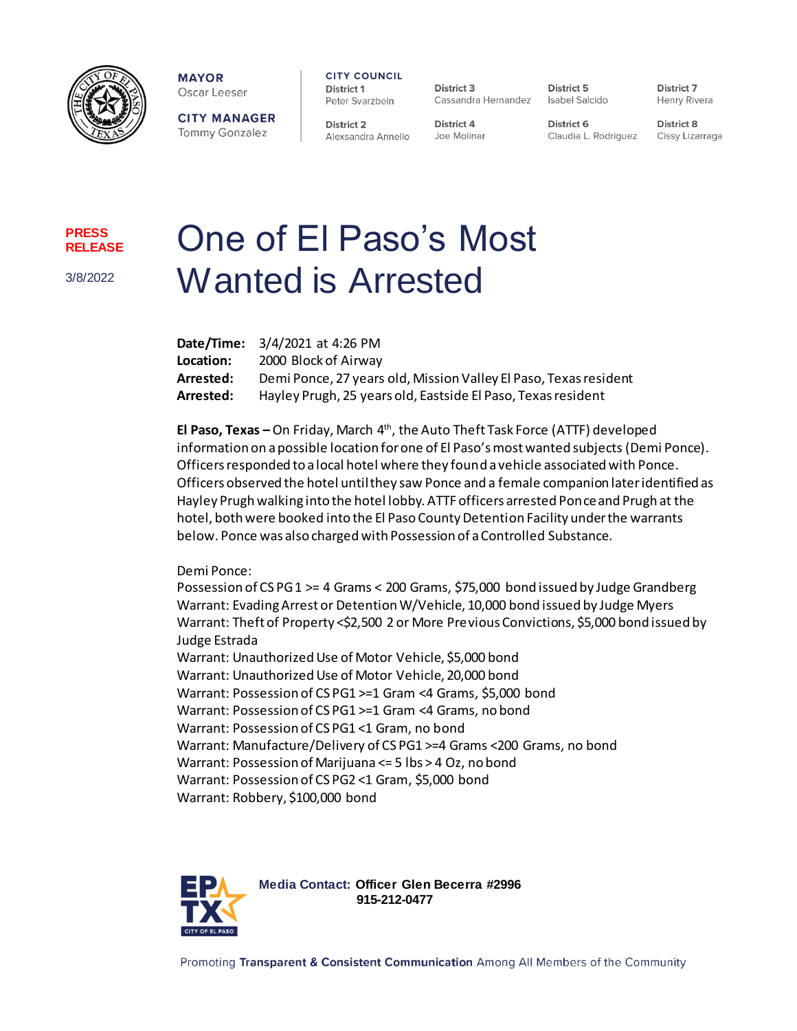**MAYOR**
Oscar Leeser

**CITY MANAGER**
Tommy Gonzalez

**CITY COUNCIL**

**District 1** Peter Svarzbein
**District 2** Alexsandra Annello
**District 3** Cassandra Hernandez
**District 4** Joe Molinar
**District 5** Isabel Salcido
**District 6** Claudia L. Rodriguez
**District 7** Henry Rivera
**District 8** Cissy Lizarraga

**PRESS RELEASE**

3/8/2022

# One of El Paso's Most Wanted is Arrested

**Date/Time:** 3/4/2021 at 4:26 PM
**Location:** 2000 Block of Airway
**Arrested:** Demi Ponce, 27 years old, Mission Valley El Paso, Texas resident
**Arrested:** Hayley Prugh, 25 years old, Eastside El Paso, Texas resident

**El Paso, Texas –** On Friday, March 4th, the Auto Theft Task Force (ATTF) developed information on a possible location for one of El Paso's most wanted subjects (Demi Ponce). Officers responded to a local hotel where they found a vehicle associated with Ponce. Officers observed the hotel until they saw Ponce and a female companion later identified as Hayley Prugh walking into the hotel lobby. ATTF officers arrested Ponce and Prugh at the hotel, both were booked into the El Paso County Detention Facility under the warrants below. Ponce was also charged with Possession of a Controlled Substance.

Demi Ponce:
Possession of CS PG 1 >= 4 Grams < 200 Grams, $75,000 bond issued by Judge Grandberg
Warrant: Evading Arrest or Detention W/Vehicle, 10,000 bond issued by Judge Myers
Warrant: Theft of Property <$2,500 2 or More Previous Convictions, $5,000 bond issued by Judge Estrada
Warrant: Unauthorized Use of Motor Vehicle, $5,000 bond
Warrant: Unauthorized Use of Motor Vehicle, 20,000 bond
Warrant: Possession of CS PG1 >=1 Gram <4 Grams, $5,000 bond
Warrant: Possession of CS PG1 >=1 Gram <4 Grams, no bond
Warrant: Possession of CS PG1 <1 Gram, no bond
Warrant: Manufacture/Delivery of CS PG1 >=4 Grams <200 Grams, no bond
Warrant: Possession of Marijuana <= 5 lbs > 4 Oz, no bond
Warrant: Possession of CS PG2 <1 Gram, $5,000 bond
Warrant: Robbery, $100,000 bond

**Media Contact: Officer Glen Becerra #2996**
**915-212-0477**

Promoting **Transparent & Consistent Communication** Among All Members of the Community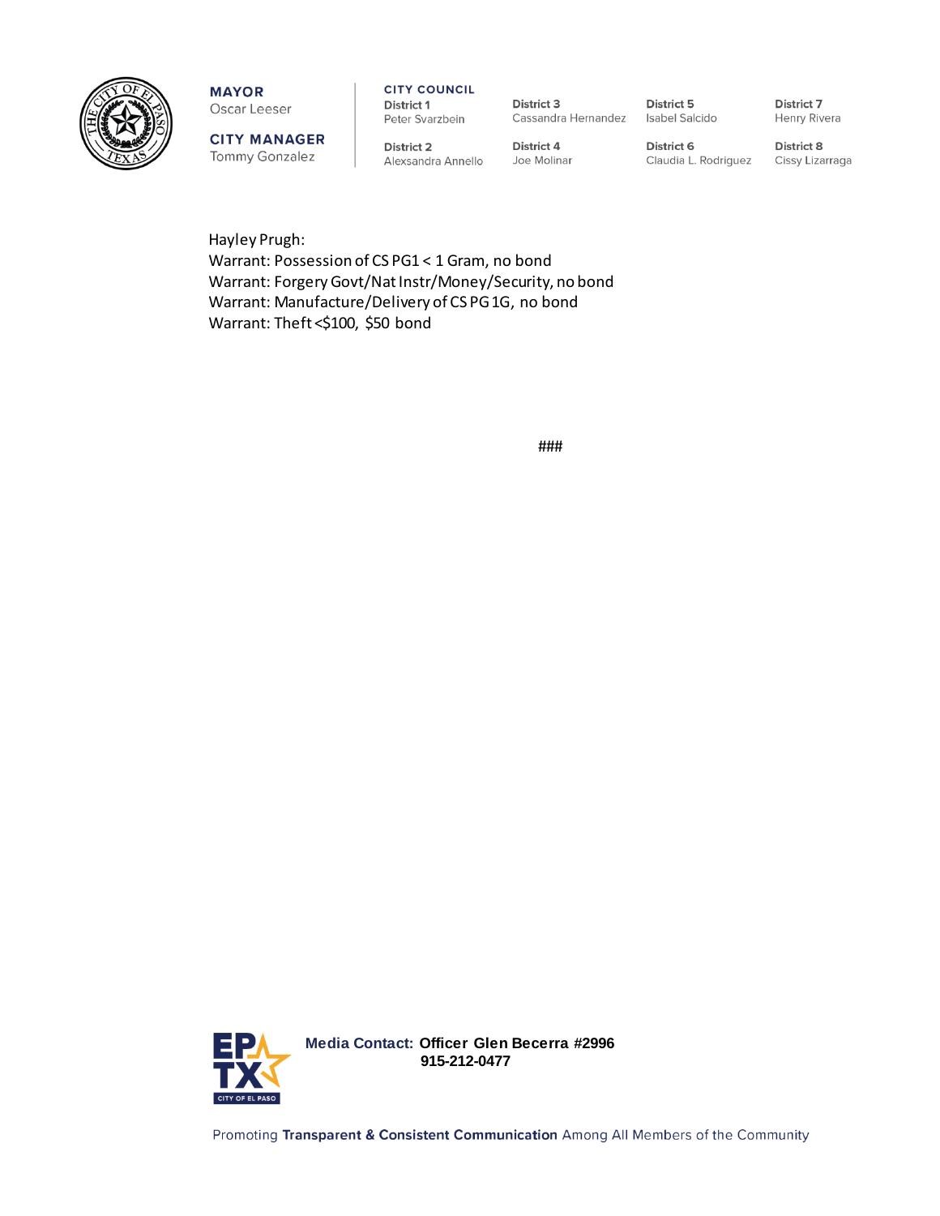Hayley Prugh:
Warrant: Possession of CS PG1 < 1 Gram, no bond
Warrant: Forgery Govt/Nat Instr/Money/Security, no bond
Warrant: Manufacture/Delivery of CS PG 1G, no bond
Warrant: Theft <$100, $50 bond

###

**Media Contact: Officer Glen Becerra #2996**
**915-212-0477**